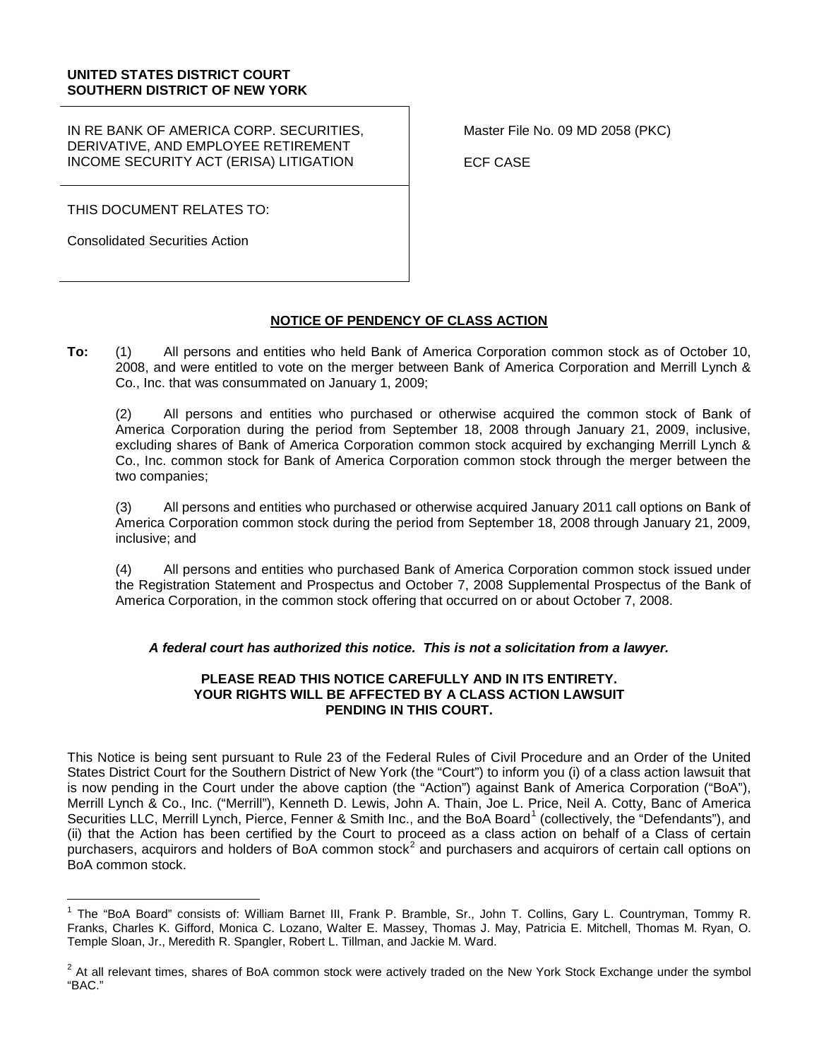**UNITED STATES DISTRICT COURT**
**SOUTHERN DISTRICT OF NEW YORK**

| | |
|---|---|
| IN RE BANK OF AMERICA CORP. SECURITIES, DERIVATIVE, AND EMPLOYEE RETIREMENT INCOME SECURITY ACT (ERISA) LITIGATION | Master File No. 09 MD 2058 (PKC) |
| | ECF CASE |
| THIS DOCUMENT RELATES TO: | |
| Consolidated Securities Action | |

# NOTICE OF PENDENCY OF CLASS ACTION

**To:** (1) All persons and entities who held Bank of America Corporation common stock as of October 10, 2008, and were entitled to vote on the merger between Bank of America Corporation and Merrill Lynch & Co., Inc. that was consummated on January 1, 2009;

(2) All persons and entities who purchased or otherwise acquired the common stock of Bank of America Corporation during the period from September 18, 2008 through January 21, 2009, inclusive, excluding shares of Bank of America Corporation common stock acquired by exchanging Merrill Lynch & Co., Inc. common stock for Bank of America Corporation common stock through the merger between the two companies;

(3) All persons and entities who purchased or otherwise acquired January 2011 call options on Bank of America Corporation common stock during the period from September 18, 2008 through January 21, 2009, inclusive; and

(4) All persons and entities who purchased Bank of America Corporation common stock issued under the Registration Statement and Prospectus and October 7, 2008 Supplemental Prospectus of the Bank of America Corporation, in the common stock offering that occurred on or about October 7, 2008.

***A federal court has authorized this notice. This is not a solicitation from a lawyer.***

**PLEASE READ THIS NOTICE CAREFULLY AND IN ITS ENTIRETY. YOUR RIGHTS WILL BE AFFECTED BY A CLASS ACTION LAWSUIT PENDING IN THIS COURT.**

This Notice is being sent pursuant to Rule 23 of the Federal Rules of Civil Procedure and an Order of the United States District Court for the Southern District of New York (the "Court") to inform you (i) of a class action lawsuit that is now pending in the Court under the above caption (the "Action") against Bank of America Corporation ("BoA"), Merrill Lynch & Co., Inc. ("Merrill"), Kenneth D. Lewis, John A. Thain, Joe L. Price, Neil A. Cotty, Banc of America Securities LLC, Merrill Lynch, Pierce, Fenner & Smith Inc., and the BoA Board[1] (collectively, the "Defendants"), and (ii) that the Action has been certified by the Court to proceed as a class action on behalf of a Class of certain purchasers, acquirors and holders of BoA common stock[2] and purchasers and acquirors of certain call options on BoA common stock.

[1] The "BoA Board" consists of: William Barnet III, Frank P. Bramble, Sr., John T. Collins, Gary L. Countryman, Tommy R. Franks, Charles K. Gifford, Monica C. Lozano, Walter E. Massey, Thomas J. May, Patricia E. Mitchell, Thomas M. Ryan, O. Temple Sloan, Jr., Meredith R. Spangler, Robert L. Tillman, and Jackie M. Ward.

[2] At all relevant times, shares of BoA common stock were actively traded on the New York Stock Exchange under the symbol "BAC."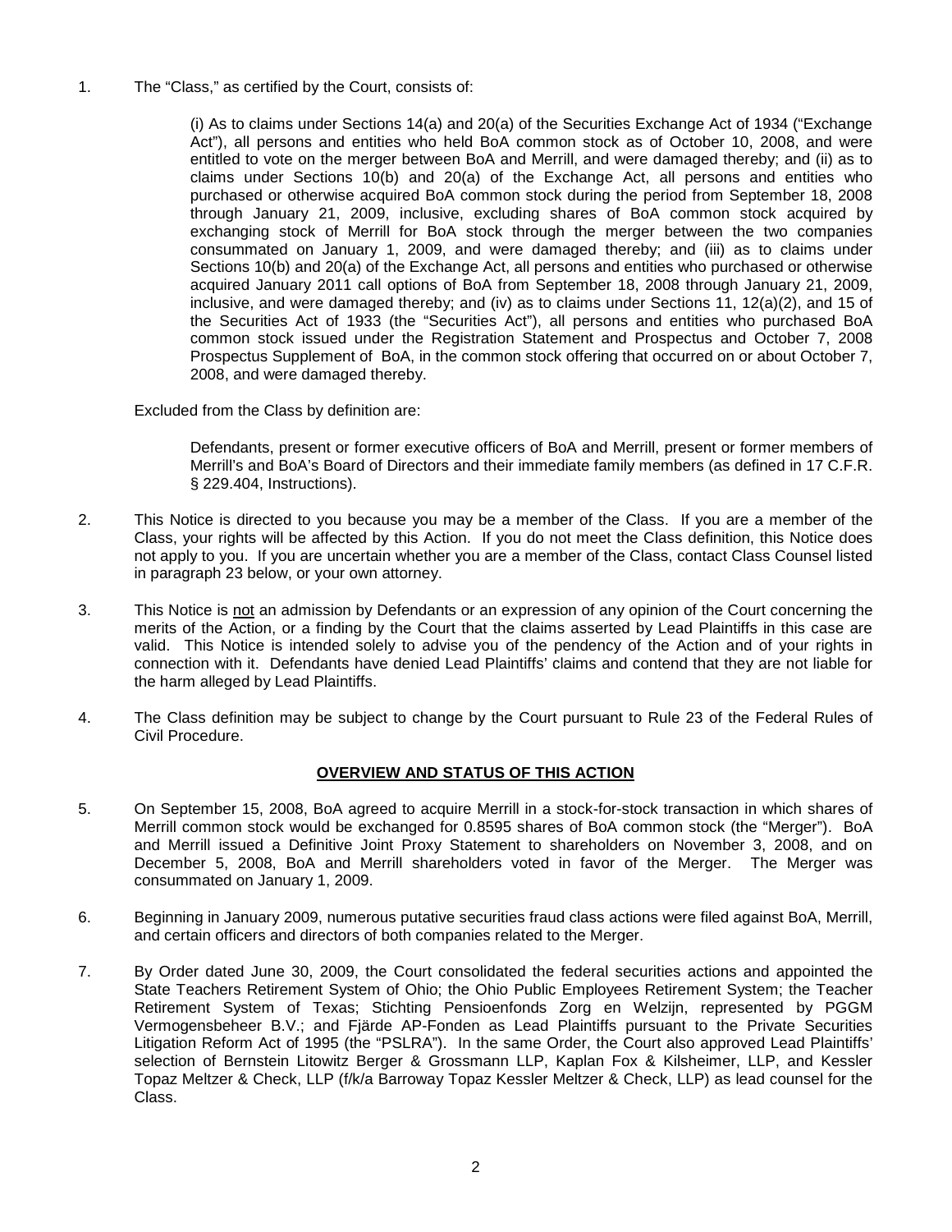1. The "Class," as certified by the Court, consists of:

   (i) As to claims under Sections 14(a) and 20(a) of the Securities Exchange Act of 1934 ("Exchange Act"), all persons and entities who held BoA common stock as of October 10, 2008, and were entitled to vote on the merger between BoA and Merrill, and were damaged thereby; and (ii) as to claims under Sections 10(b) and 20(a) of the Exchange Act, all persons and entities who purchased or otherwise acquired BoA common stock during the period from September 18, 2008 through January 21, 2009, inclusive, excluding shares of BoA common stock acquired by exchanging stock of Merrill for BoA stock through the merger between the two companies consummated on January 1, 2009, and were damaged thereby; and (iii) as to claims under Sections 10(b) and 20(a) of the Exchange Act, all persons and entities who purchased or otherwise acquired January 2011 call options of BoA from September 18, 2008 through January 21, 2009, inclusive, and were damaged thereby; and (iv) as to claims under Sections 11, 12(a)(2), and 15 of the Securities Act of 1933 (the "Securities Act"), all persons and entities who purchased BoA common stock issued under the Registration Statement and Prospectus and October 7, 2008 Prospectus Supplement of BoA, in the common stock offering that occurred on or about October 7, 2008, and were damaged thereby.

   Excluded from the Class by definition are:

   Defendants, present or former executive officers of BoA and Merrill, present or former members of Merrill's and BoA's Board of Directors and their immediate family members (as defined in 17 C.F.R. § 229.404, Instructions).

2. This Notice is directed to you because you may be a member of the Class. If you are a member of the Class, your rights will be affected by this Action. If you do not meet the Class definition, this Notice does not apply to you. If you are uncertain whether you are a member of the Class, contact Class Counsel listed in paragraph 23 below, or your own attorney.

3. This Notice is not an admission by Defendants or an expression of any opinion of the Court concerning the merits of the Action, or a finding by the Court that the claims asserted by Lead Plaintiffs in this case are valid. This Notice is intended solely to advise you of the pendency of the Action and of your rights in connection with it. Defendants have denied Lead Plaintiffs' claims and contend that they are not liable for the harm alleged by Lead Plaintiffs.

4. The Class definition may be subject to change by the Court pursuant to Rule 23 of the Federal Rules of Civil Procedure.

## OVERVIEW AND STATUS OF THIS ACTION

5. On September 15, 2008, BoA agreed to acquire Merrill in a stock-for-stock transaction in which shares of Merrill common stock would be exchanged for 0.8595 shares of BoA common stock (the "Merger"). BoA and Merrill issued a Definitive Joint Proxy Statement to shareholders on November 3, 2008, and on December 5, 2008, BoA and Merrill shareholders voted in favor of the Merger. The Merger was consummated on January 1, 2009.

6. Beginning in January 2009, numerous putative securities fraud class actions were filed against BoA, Merrill, and certain officers and directors of both companies related to the Merger.

7. By Order dated June 30, 2009, the Court consolidated the federal securities actions and appointed the State Teachers Retirement System of Ohio; the Ohio Public Employees Retirement System; the Teacher Retirement System of Texas; Stichting Pensioenfonds Zorg en Welzijn, represented by PGGM Vermogensbeheer B.V.; and Fjärde AP-Fonden as Lead Plaintiffs pursuant to the Private Securities Litigation Reform Act of 1995 (the "PSLRA"). In the same Order, the Court also approved Lead Plaintiffs' selection of Bernstein Litowitz Berger & Grossmann LLP, Kaplan Fox & Kilsheimer, LLP, and Kessler Topaz Meltzer & Check, LLP (f/k/a Barroway Topaz Kessler Meltzer & Check, LLP) as lead counsel for the Class.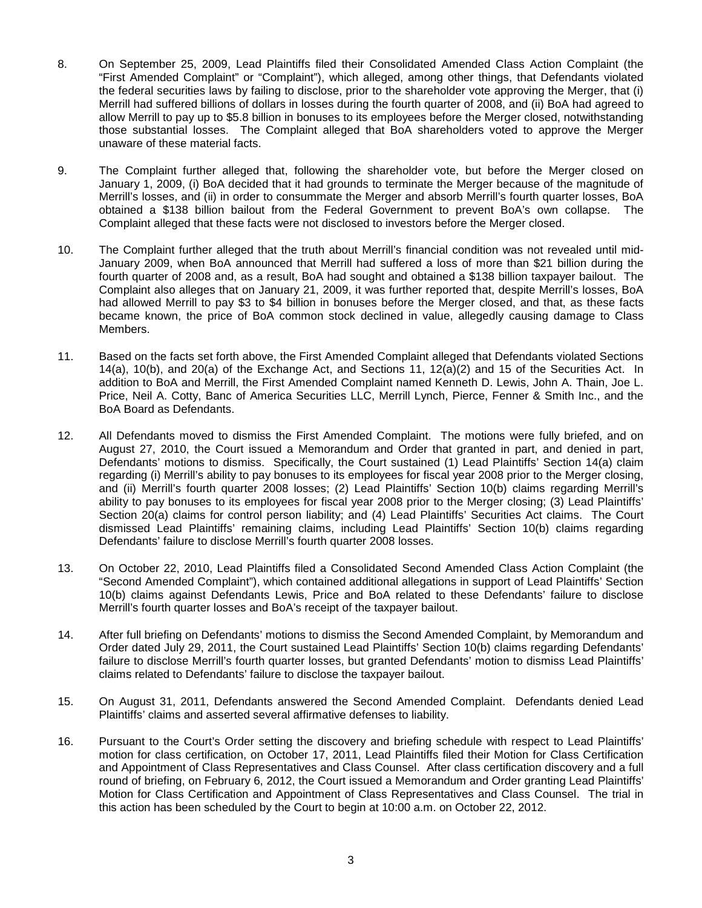8. On September 25, 2009, Lead Plaintiffs filed their Consolidated Amended Class Action Complaint (the "First Amended Complaint" or "Complaint"), which alleged, among other things, that Defendants violated the federal securities laws by failing to disclose, prior to the shareholder vote approving the Merger, that (i) Merrill had suffered billions of dollars in losses during the fourth quarter of 2008, and (ii) BoA had agreed to allow Merrill to pay up to $5.8 billion in bonuses to its employees before the Merger closed, notwithstanding those substantial losses. The Complaint alleged that BoA shareholders voted to approve the Merger unaware of these material facts.

9. The Complaint further alleged that, following the shareholder vote, but before the Merger closed on January 1, 2009, (i) BoA decided that it had grounds to terminate the Merger because of the magnitude of Merrill's losses, and (ii) in order to consummate the Merger and absorb Merrill's fourth quarter losses, BoA obtained a $138 billion bailout from the Federal Government to prevent BoA's own collapse. The Complaint alleged that these facts were not disclosed to investors before the Merger closed.

10. The Complaint further alleged that the truth about Merrill's financial condition was not revealed until mid-January 2009, when BoA announced that Merrill had suffered a loss of more than $21 billion during the fourth quarter of 2008 and, as a result, BoA had sought and obtained a $138 billion taxpayer bailout. The Complaint also alleges that on January 21, 2009, it was further reported that, despite Merrill's losses, BoA had allowed Merrill to pay $3 to $4 billion in bonuses before the Merger closed, and that, as these facts became known, the price of BoA common stock declined in value, allegedly causing damage to Class Members.

11. Based on the facts set forth above, the First Amended Complaint alleged that Defendants violated Sections 14(a), 10(b), and 20(a) of the Exchange Act, and Sections 11, 12(a)(2) and 15 of the Securities Act. In addition to BoA and Merrill, the First Amended Complaint named Kenneth D. Lewis, John A. Thain, Joe L. Price, Neil A. Cotty, Banc of America Securities LLC, Merrill Lynch, Pierce, Fenner & Smith Inc., and the BoA Board as Defendants.

12. All Defendants moved to dismiss the First Amended Complaint. The motions were fully briefed, and on August 27, 2010, the Court issued a Memorandum and Order that granted in part, and denied in part, Defendants' motions to dismiss. Specifically, the Court sustained (1) Lead Plaintiffs' Section 14(a) claim regarding (i) Merrill's ability to pay bonuses to its employees for fiscal year 2008 prior to the Merger closing, and (ii) Merrill's fourth quarter 2008 losses; (2) Lead Plaintiffs' Section 10(b) claims regarding Merrill's ability to pay bonuses to its employees for fiscal year 2008 prior to the Merger closing; (3) Lead Plaintiffs' Section 20(a) claims for control person liability; and (4) Lead Plaintiffs' Securities Act claims. The Court dismissed Lead Plaintiffs' remaining claims, including Lead Plaintiffs' Section 10(b) claims regarding Defendants' failure to disclose Merrill's fourth quarter 2008 losses.

13. On October 22, 2010, Lead Plaintiffs filed a Consolidated Second Amended Class Action Complaint (the "Second Amended Complaint"), which contained additional allegations in support of Lead Plaintiffs' Section 10(b) claims against Defendants Lewis, Price and BoA related to these Defendants' failure to disclose Merrill's fourth quarter losses and BoA's receipt of the taxpayer bailout.

14. After full briefing on Defendants' motions to dismiss the Second Amended Complaint, by Memorandum and Order dated July 29, 2011, the Court sustained Lead Plaintiffs' Section 10(b) claims regarding Defendants' failure to disclose Merrill's fourth quarter losses, but granted Defendants' motion to dismiss Lead Plaintiffs' claims related to Defendants' failure to disclose the taxpayer bailout.

15. On August 31, 2011, Defendants answered the Second Amended Complaint. Defendants denied Lead Plaintiffs' claims and asserted several affirmative defenses to liability.

16. Pursuant to the Court's Order setting the discovery and briefing schedule with respect to Lead Plaintiffs' motion for class certification, on October 17, 2011, Lead Plaintiffs filed their Motion for Class Certification and Appointment of Class Representatives and Class Counsel. After class certification discovery and a full round of briefing, on February 6, 2012, the Court issued a Memorandum and Order granting Lead Plaintiffs' Motion for Class Certification and Appointment of Class Representatives and Class Counsel. The trial in this action has been scheduled by the Court to begin at 10:00 a.m. on October 22, 2012.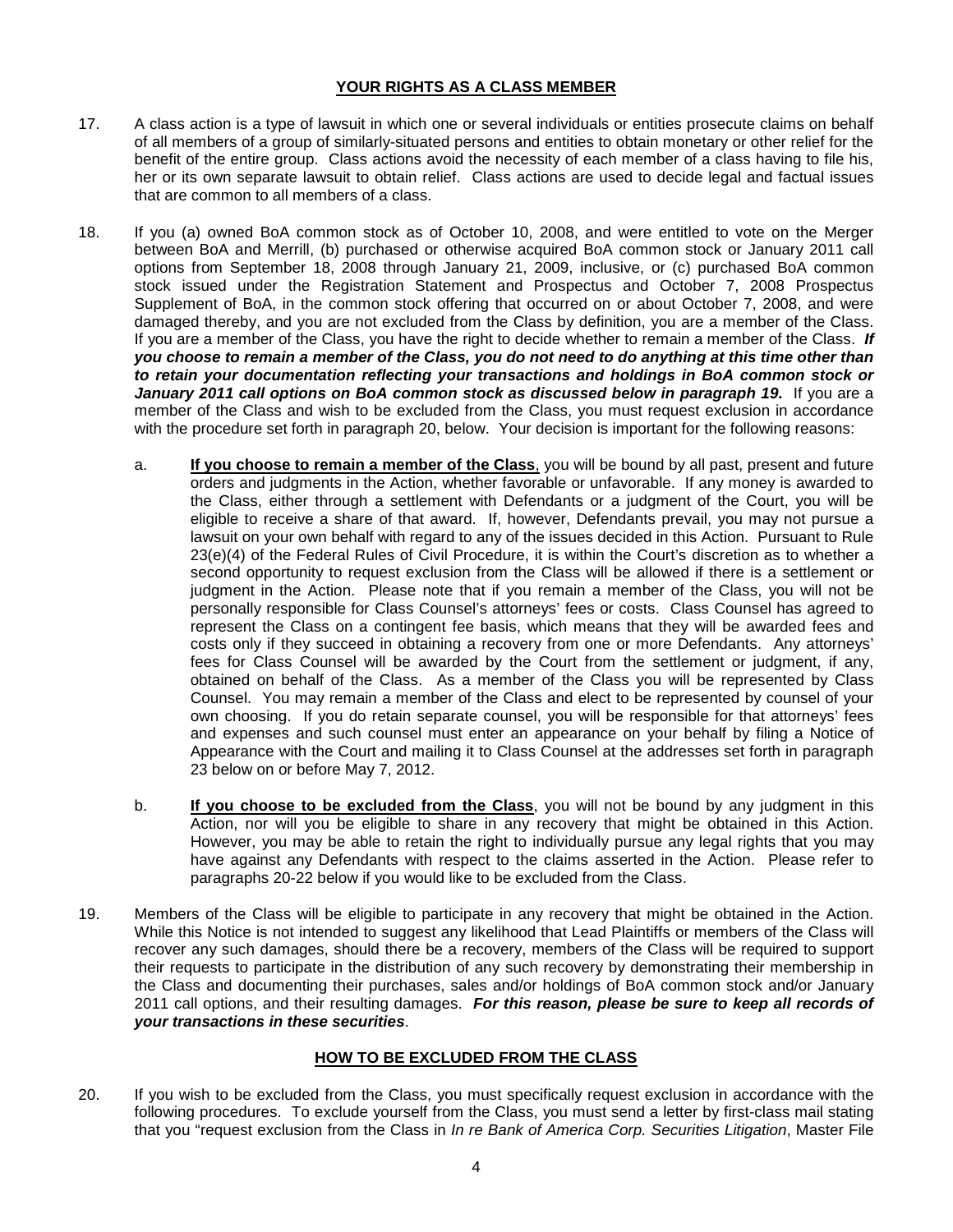## YOUR RIGHTS AS A CLASS MEMBER

17. A class action is a type of lawsuit in which one or several individuals or entities prosecute claims on behalf of all members of a group of similarly-situated persons and entities to obtain monetary or other relief for the benefit of the entire group. Class actions avoid the necessity of each member of a class having to file his, her or its own separate lawsuit to obtain relief. Class actions are used to decide legal and factual issues that are common to all members of a class.

18. If you (a) owned BoA common stock as of October 10, 2008, and were entitled to vote on the Merger between BoA and Merrill, (b) purchased or otherwise acquired BoA common stock or January 2011 call options from September 18, 2008 through January 21, 2009, inclusive, or (c) purchased BoA common stock issued under the Registration Statement and Prospectus and October 7, 2008 Prospectus Supplement of BoA, in the common stock offering that occurred on or about October 7, 2008, and were damaged thereby, and you are not excluded from the Class by definition, you are a member of the Class. If you are a member of the Class, you have the right to decide whether to remain a member of the Class. ***If you choose to remain a member of the Class, you do not need to do anything at this time other than to retain your documentation reflecting your transactions and holdings in BoA common stock or January 2011 call options on BoA common stock as discussed below in paragraph 19.*** If you are a member of the Class and wish to be excluded from the Class, you must request exclusion in accordance with the procedure set forth in paragraph 20, below. Your decision is important for the following reasons:

    a. **<u>If you choose to remain a member of the Class</u>**, you will be bound by all past, present and future orders and judgments in the Action, whether favorable or unfavorable. If any money is awarded to the Class, either through a settlement with Defendants or a judgment of the Court, you will be eligible to receive a share of that award. If, however, Defendants prevail, you may not pursue a lawsuit on your own behalf with regard to any of the issues decided in this Action. Pursuant to Rule 23(e)(4) of the Federal Rules of Civil Procedure, it is within the Court's discretion as to whether a second opportunity to request exclusion from the Class will be allowed if there is a settlement or judgment in the Action. Please note that if you remain a member of the Class, you will not be personally responsible for Class Counsel's attorneys' fees or costs. Class Counsel has agreed to represent the Class on a contingent fee basis, which means that they will be awarded fees and costs only if they succeed in obtaining a recovery from one or more Defendants. Any attorneys' fees for Class Counsel will be awarded by the Court from the settlement or judgment, if any, obtained on behalf of the Class. As a member of the Class you will be represented by Class Counsel. You may remain a member of the Class and elect to be represented by counsel of your own choosing. If you do retain separate counsel, you will be responsible for that attorneys' fees and expenses and such counsel must enter an appearance on your behalf by filing a Notice of Appearance with the Court and mailing it to Class Counsel at the addresses set forth in paragraph 23 below on or before May 7, 2012.

    b. **<u>If you choose to be excluded from the Class</u>**, you will not be bound by any judgment in this Action, nor will you be eligible to share in any recovery that might be obtained in this Action. However, you may be able to retain the right to individually pursue any legal rights that you may have against any Defendants with respect to the claims asserted in the Action. Please refer to paragraphs 20-22 below if you would like to be excluded from the Class.

19. Members of the Class will be eligible to participate in any recovery that might be obtained in the Action. While this Notice is not intended to suggest any likelihood that Lead Plaintiffs or members of the Class will recover any such damages, should there be a recovery, members of the Class will be required to support their requests to participate in the distribution of any such recovery by demonstrating their membership in the Class and documenting their purchases, sales and/or holdings of BoA common stock and/or January 2011 call options, and their resulting damages. ***For this reason, please be sure to keep all records of your transactions in these securities***.

## HOW TO BE EXCLUDED FROM THE CLASS

20. If you wish to be excluded from the Class, you must specifically request exclusion in accordance with the following procedures. To exclude yourself from the Class, you must send a letter by first-class mail stating that you "request exclusion from the Class in *In re Bank of America Corp. Securities Litigation*, Master File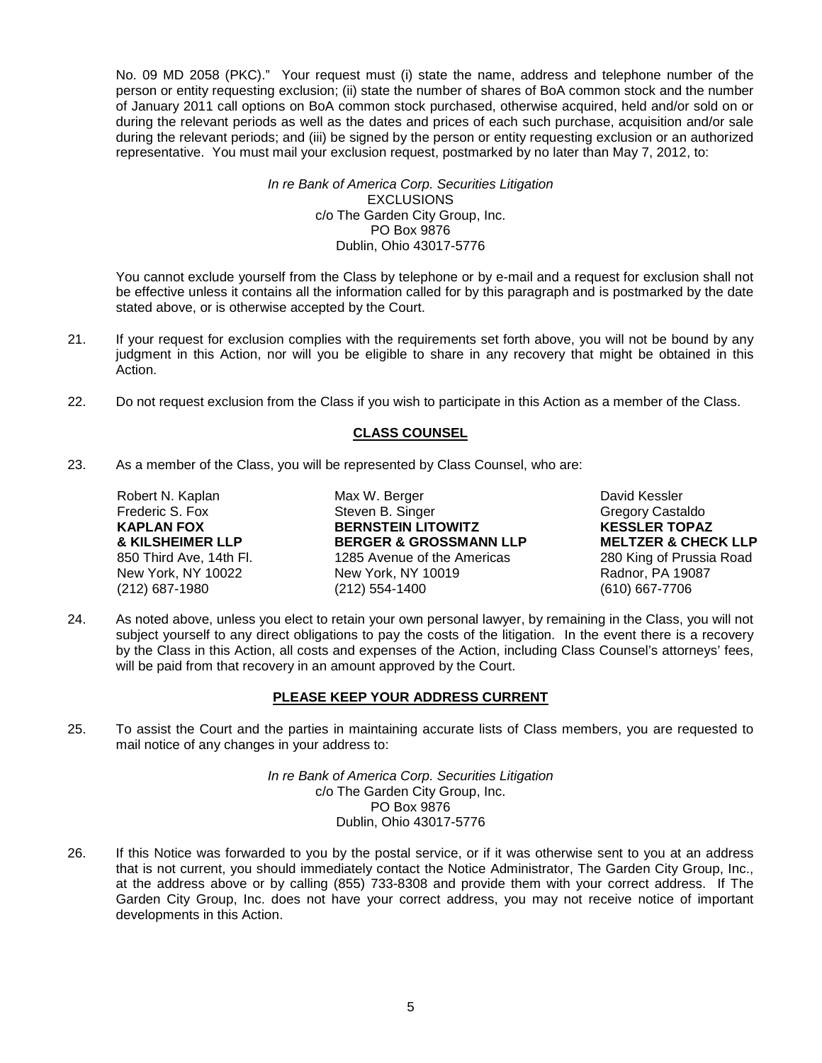No. 09 MD 2058 (PKC)." Your request must (i) state the name, address and telephone number of the person or entity requesting exclusion; (ii) state the number of shares of BoA common stock and the number of January 2011 call options on BoA common stock purchased, otherwise acquired, held and/or sold on or during the relevant periods as well as the dates and prices of each such purchase, acquisition and/or sale during the relevant periods; and (iii) be signed by the person or entity requesting exclusion or an authorized representative. You must mail your exclusion request, postmarked by no later than May 7, 2012, to:

*In re Bank of America Corp. Securities Litigation*
EXCLUSIONS
c/o The Garden City Group, Inc.
PO Box 9876
Dublin, Ohio 43017-5776

You cannot exclude yourself from the Class by telephone or by e-mail and a request for exclusion shall not be effective unless it contains all the information called for by this paragraph and is postmarked by the date stated above, or is otherwise accepted by the Court.

21. If your request for exclusion complies with the requirements set forth above, you will not be bound by any judgment in this Action, nor will you be eligible to share in any recovery that might be obtained in this Action.

22. Do not request exclusion from the Class if you wish to participate in this Action as a member of the Class.

## CLASS COUNSEL

23. As a member of the Class, you will be represented by Class Counsel, who are:

Robert N. Kaplan
Frederic S. Fox
**KAPLAN FOX & KILSHEIMER LLP**
850 Third Ave, 14th Fl.
New York, NY 10022
(212) 687-1980

Max W. Berger
Steven B. Singer
**BERNSTEIN LITOWITZ BERGER & GROSSMANN LLP**
1285 Avenue of the Americas
New York, NY 10019
(212) 554-1400

David Kessler
Gregory Castaldo
**KESSLER TOPAZ MELTZER & CHECK LLP**
280 King of Prussia Road
Radnor, PA 19087
(610) 667-7706

24. As noted above, unless you elect to retain your own personal lawyer, by remaining in the Class, you will not subject yourself to any direct obligations to pay the costs of the litigation. In the event there is a recovery by the Class in this Action, all costs and expenses of the Action, including Class Counsel's attorneys' fees, will be paid from that recovery in an amount approved by the Court.

## PLEASE KEEP YOUR ADDRESS CURRENT

25. To assist the Court and the parties in maintaining accurate lists of Class members, you are requested to mail notice of any changes in your address to:

*In re Bank of America Corp. Securities Litigation*
c/o The Garden City Group, Inc.
PO Box 9876
Dublin, Ohio 43017-5776

26. If this Notice was forwarded to you by the postal service, or if it was otherwise sent to you at an address that is not current, you should immediately contact the Notice Administrator, The Garden City Group, Inc., at the address above or by calling (855) 733-8308 and provide them with your correct address. If The Garden City Group, Inc. does not have your correct address, you may not receive notice of important developments in this Action.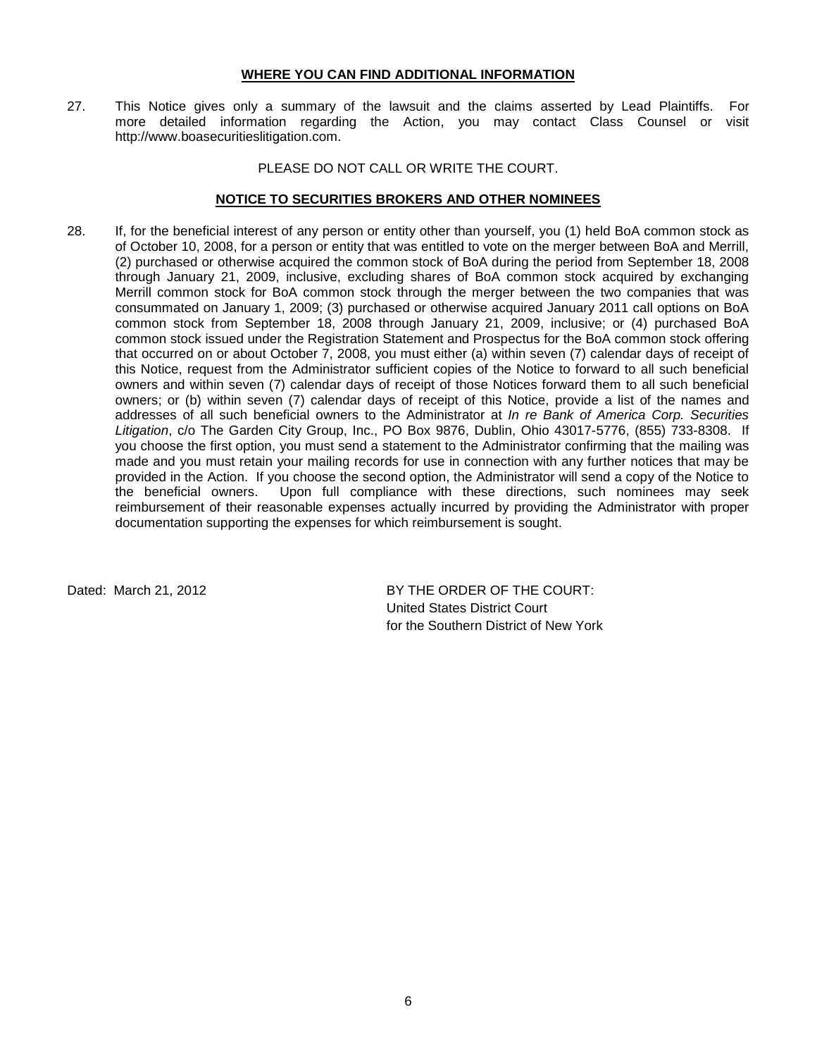## WHERE YOU CAN FIND ADDITIONAL INFORMATION

27. This Notice gives only a summary of the lawsuit and the claims asserted by Lead Plaintiffs. For more detailed information regarding the Action, you may contact Class Counsel or visit http://www.boasecuritieslitigation.com.

PLEASE DO NOT CALL OR WRITE THE COURT.

## NOTICE TO SECURITIES BROKERS AND OTHER NOMINEES

28. If, for the beneficial interest of any person or entity other than yourself, you (1) held BoA common stock as of October 10, 2008, for a person or entity that was entitled to vote on the merger between BoA and Merrill, (2) purchased or otherwise acquired the common stock of BoA during the period from September 18, 2008 through January 21, 2009, inclusive, excluding shares of BoA common stock acquired by exchanging Merrill common stock for BoA common stock through the merger between the two companies that was consummated on January 1, 2009; (3) purchased or otherwise acquired January 2011 call options on BoA common stock from September 18, 2008 through January 21, 2009, inclusive; or (4) purchased BoA common stock issued under the Registration Statement and Prospectus for the BoA common stock offering that occurred on or about October 7, 2008, you must either (a) within seven (7) calendar days of receipt of this Notice, request from the Administrator sufficient copies of the Notice to forward to all such beneficial owners and within seven (7) calendar days of receipt of those Notices forward them to all such beneficial owners; or (b) within seven (7) calendar days of receipt of this Notice, provide a list of the names and addresses of all such beneficial owners to the Administrator at *In re Bank of America Corp. Securities Litigation*, c/o The Garden City Group, Inc., PO Box 9876, Dublin, Ohio 43017-5776, (855) 733-8308. If you choose the first option, you must send a statement to the Administrator confirming that the mailing was made and you must retain your mailing records for use in connection with any further notices that may be provided in the Action. If you choose the second option, the Administrator will send a copy of the Notice to the beneficial owners. Upon full compliance with these directions, such nominees may seek reimbursement of their reasonable expenses actually incurred by providing the Administrator with proper documentation supporting the expenses for which reimbursement is sought.

Dated: March 21, 2012

BY THE ORDER OF THE COURT:
United States District Court
for the Southern District of New York